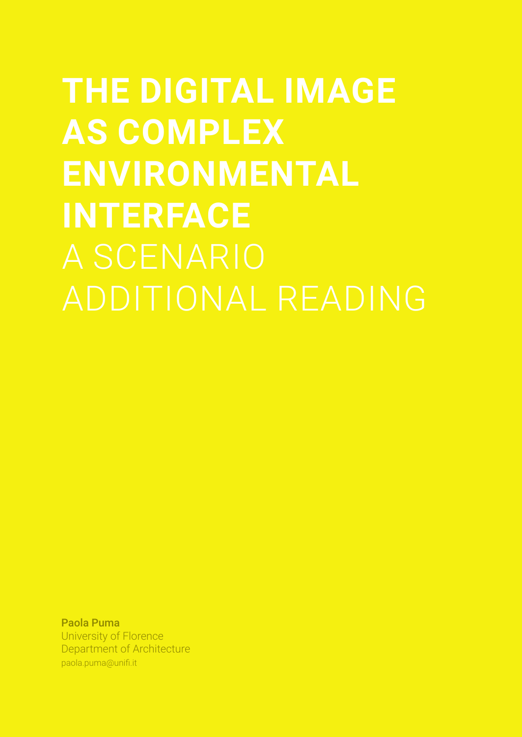# THE DIGITAL IMAGE AS COMPLEX ENVIRONMENTAL INTERFACE

## A SCENARIO ADDITIONAL READING

**Paola Puma**
University of Florence
Department of Architecture
paola.puma@unifi.it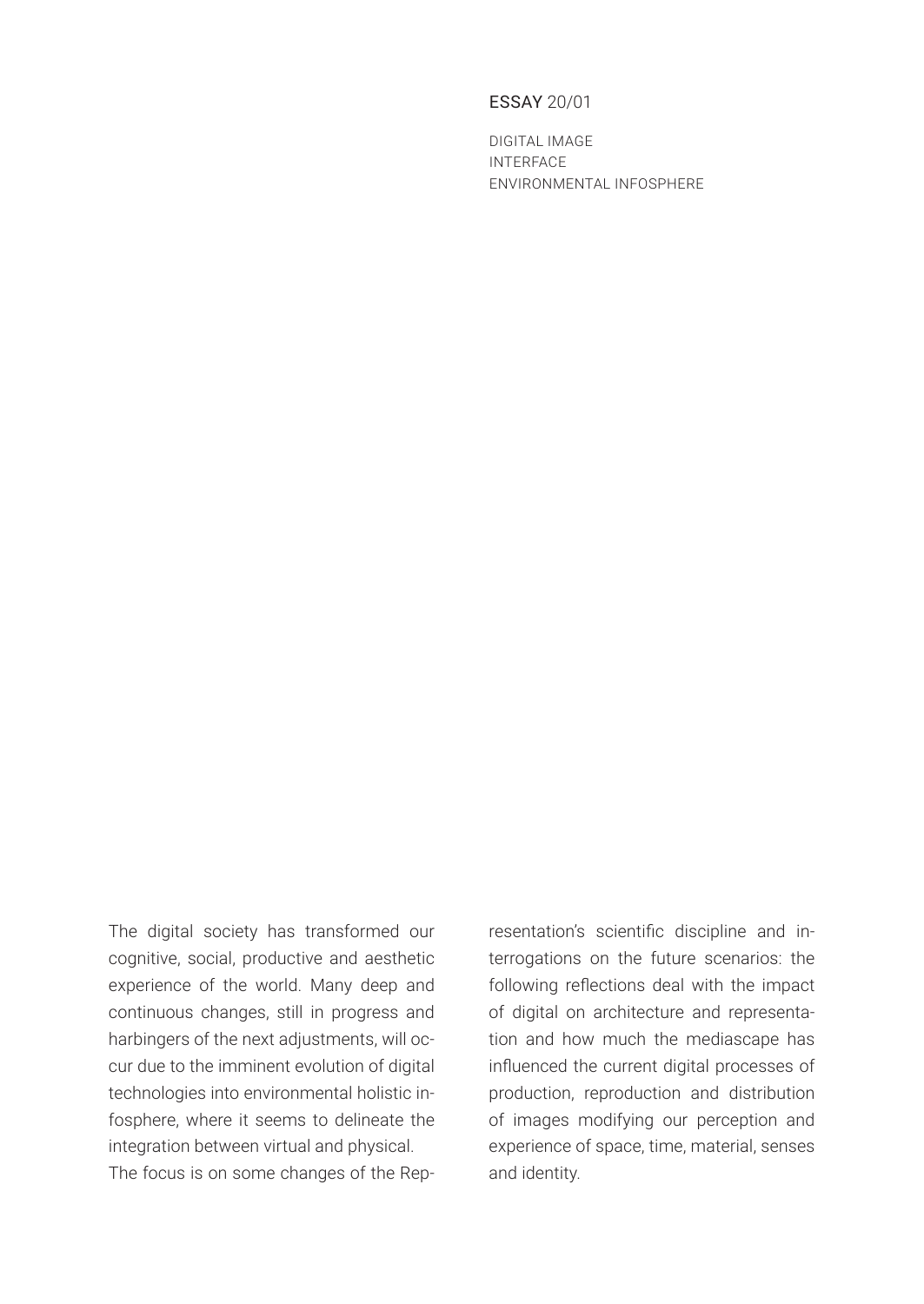ESSAY 20/01

DIGITAL IMAGE
INTERFACE
ENVIRONMENTAL INFOSPHERE

The digital society has transformed our cognitive, social, productive and aesthetic experience of the world. Many deep and continuous changes, still in progress and harbingers of the next adjustments, will occur due to the imminent evolution of digital technologies into environmental holistic infosphere, where it seems to delineate the integration between virtual and physical.
The focus is on some changes of the Representation's scientific discipline and interrogations on the future scenarios: the following reflections deal with the impact of digital on architecture and representation and how much the mediascape has influenced the current digital processes of production, reproduction and distribution of images modifying our perception and experience of space, time, material, senses and identity.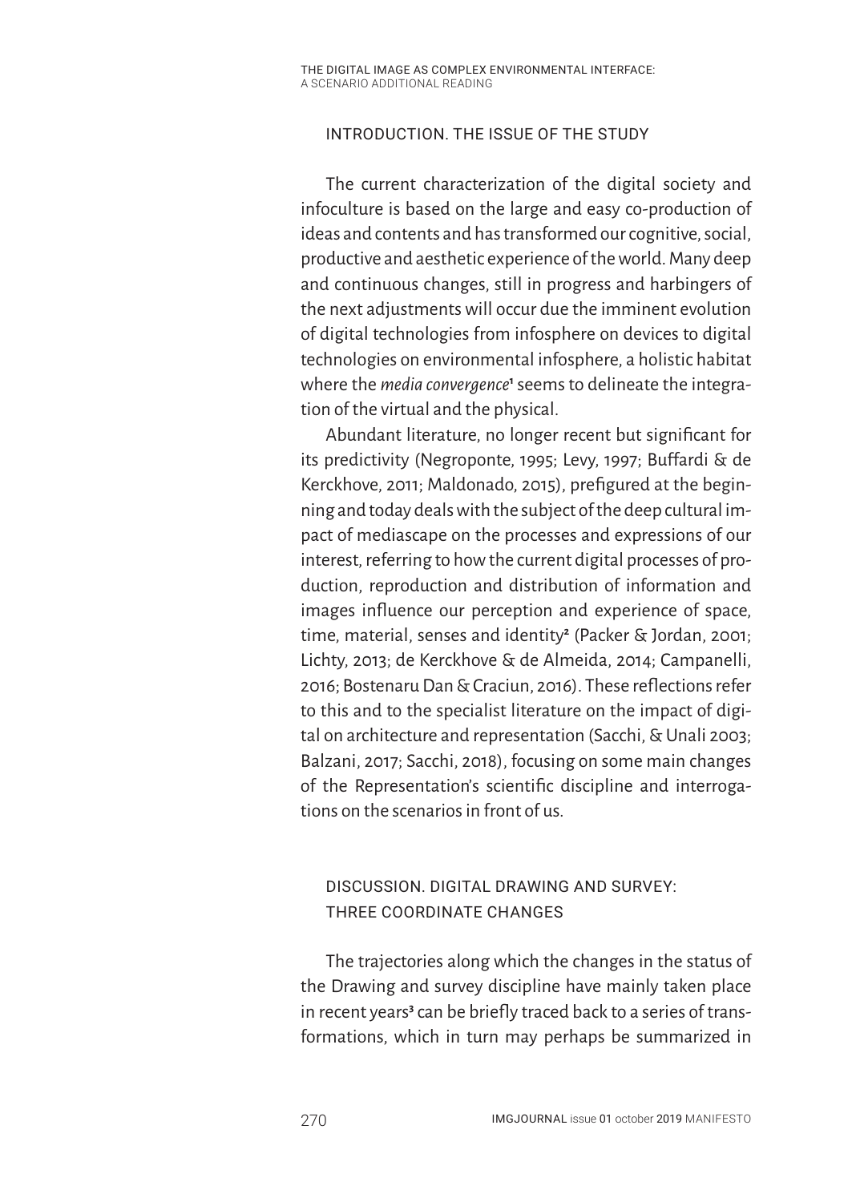## INTRODUCTION. THE ISSUE OF THE STUDY

The current characterization of the digital society and infoculture is based on the large and easy co-production of ideas and contents and has transformed our cognitive, social, productive and aesthetic experience of the world. Many deep and continuous changes, still in progress and harbingers of the next adjustments will occur due the imminent evolution of digital technologies from infosphere on devices to digital technologies on environmental infosphere, a holistic habitat where the *media convergence*[1] seems to delineate the integration of the virtual and the physical.

Abundant literature, no longer recent but significant for its predictivity (Negroponte, 1995; Levy, 1997; Buffardi & de Kerckhove, 2011; Maldonado, 2015), prefigured at the beginning and today deals with the subject of the deep cultural impact of mediascape on the processes and expressions of our interest, referring to how the current digital processes of production, reproduction and distribution of information and images influence our perception and experience of space, time, material, senses and identity[2] (Packer & Jordan, 2001; Lichty, 2013; de Kerckhove & de Almeida, 2014; Campanelli, 2016; Bostenaru Dan & Craciun, 2016). These reflections refer to this and to the specialist literature on the impact of digital on architecture and representation (Sacchi, & Unali 2003; Balzani, 2017; Sacchi, 2018), focusing on some main changes of the Representation's scientific discipline and interrogations on the scenarios in front of us.

## DISCUSSION. DIGITAL DRAWING AND SURVEY: THREE COORDINATE CHANGES

The trajectories along which the changes in the status of the Drawing and survey discipline have mainly taken place in recent years[3] can be briefly traced back to a series of transformations, which in turn may perhaps be summarized in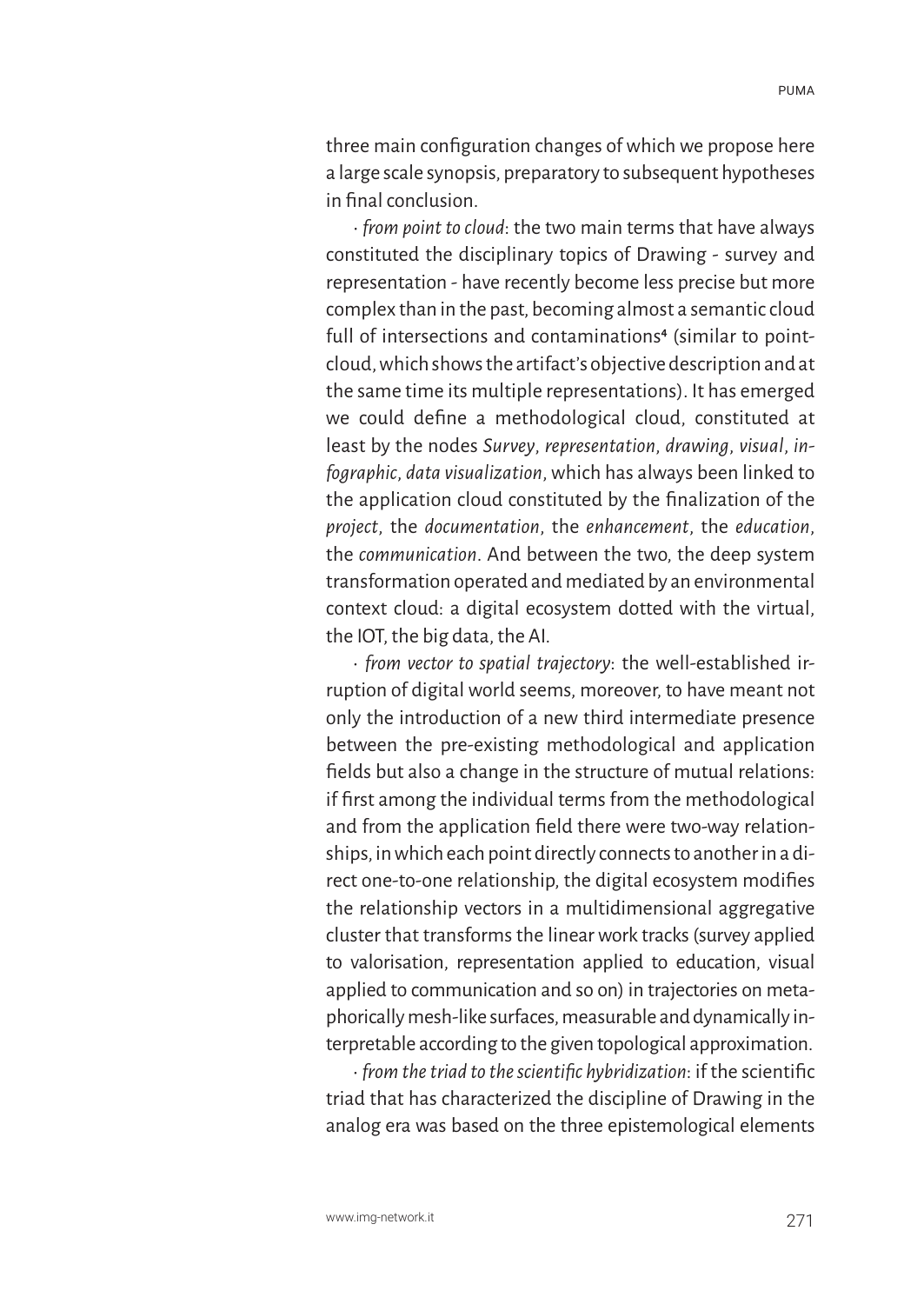three main configuration changes of which we propose here a large scale synopsis, preparatory to subsequent hypotheses in final conclusion.

· *from point to cloud*: the two main terms that have always constituted the disciplinary topics of Drawing - survey and representation - have recently become less precise but more complex than in the past, becoming almost a semantic cloud full of intersections and contaminations[4] (similar to point-cloud, which shows the artifact's objective description and at the same time its multiple representations). It has emerged we could define a methodological cloud, constituted at least by the nodes *Survey*, *representation*, *drawing*, *visual*, *infographic*, *data visualization*, which has always been linked to the application cloud constituted by the finalization of the *project*, the *documentation*, the *enhancement*, the *education*, the *communication*. And between the two, the deep system transformation operated and mediated by an environmental context cloud: a digital ecosystem dotted with the virtual, the IOT, the big data, the AI.

· *from vector to spatial trajectory*: the well-established irruption of digital world seems, moreover, to have meant not only the introduction of a new third intermediate presence between the pre-existing methodological and application fields but also a change in the structure of mutual relations: if first among the individual terms from the methodological and from the application field there were two-way relationships, in which each point directly connects to another in a direct one-to-one relationship, the digital ecosystem modifies the relationship vectors in a multidimensional aggregative cluster that transforms the linear work tracks (survey applied to valorisation, representation applied to education, visual applied to communication and so on) in trajectories on metaphorically mesh-like surfaces, measurable and dynamically interpretable according to the given topological approximation.

· *from the triad to the scientific hybridization*: if the scientific triad that has characterized the discipline of Drawing in the analog era was based on the three epistemological elements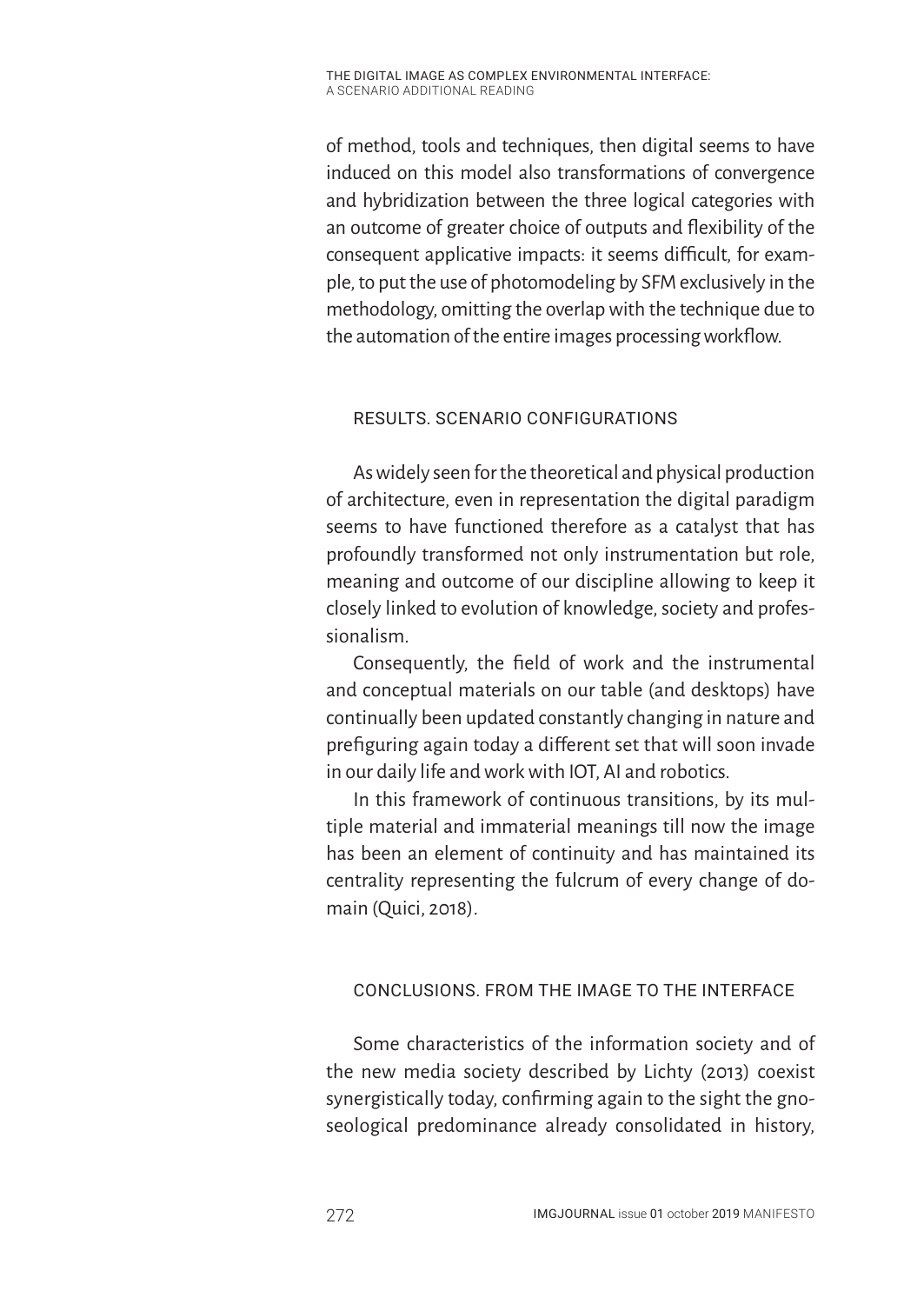of method, tools and techniques, then digital seems to have induced on this model also transformations of convergence and hybridization between the three logical categories with an outcome of greater choice of outputs and flexibility of the consequent applicative impacts: it seems difficult, for example, to put the use of photomodeling by SFM exclusively in the methodology, omitting the overlap with the technique due to the automation of the entire images processing workflow.

## RESULTS. SCENARIO CONFIGURATIONS

As widely seen for the theoretical and physical production of architecture, even in representation the digital paradigm seems to have functioned therefore as a catalyst that has profoundly transformed not only instrumentation but role, meaning and outcome of our discipline allowing to keep it closely linked to evolution of knowledge, society and professionalism.

Consequently, the field of work and the instrumental and conceptual materials on our table (and desktops) have continually been updated constantly changing in nature and prefiguring again today a different set that will soon invade in our daily life and work with IOT, AI and robotics.

In this framework of continuous transitions, by its multiple material and immaterial meanings till now the image has been an element of continuity and has maintained its centrality representing the fulcrum of every change of domain (Quici, 2018).

## CONCLUSIONS. FROM THE IMAGE TO THE INTERFACE

Some characteristics of the information society and of the new media society described by Lichty (2013) coexist synergistically today, confirming again to the sight the gnoseological predominance already consolidated in history,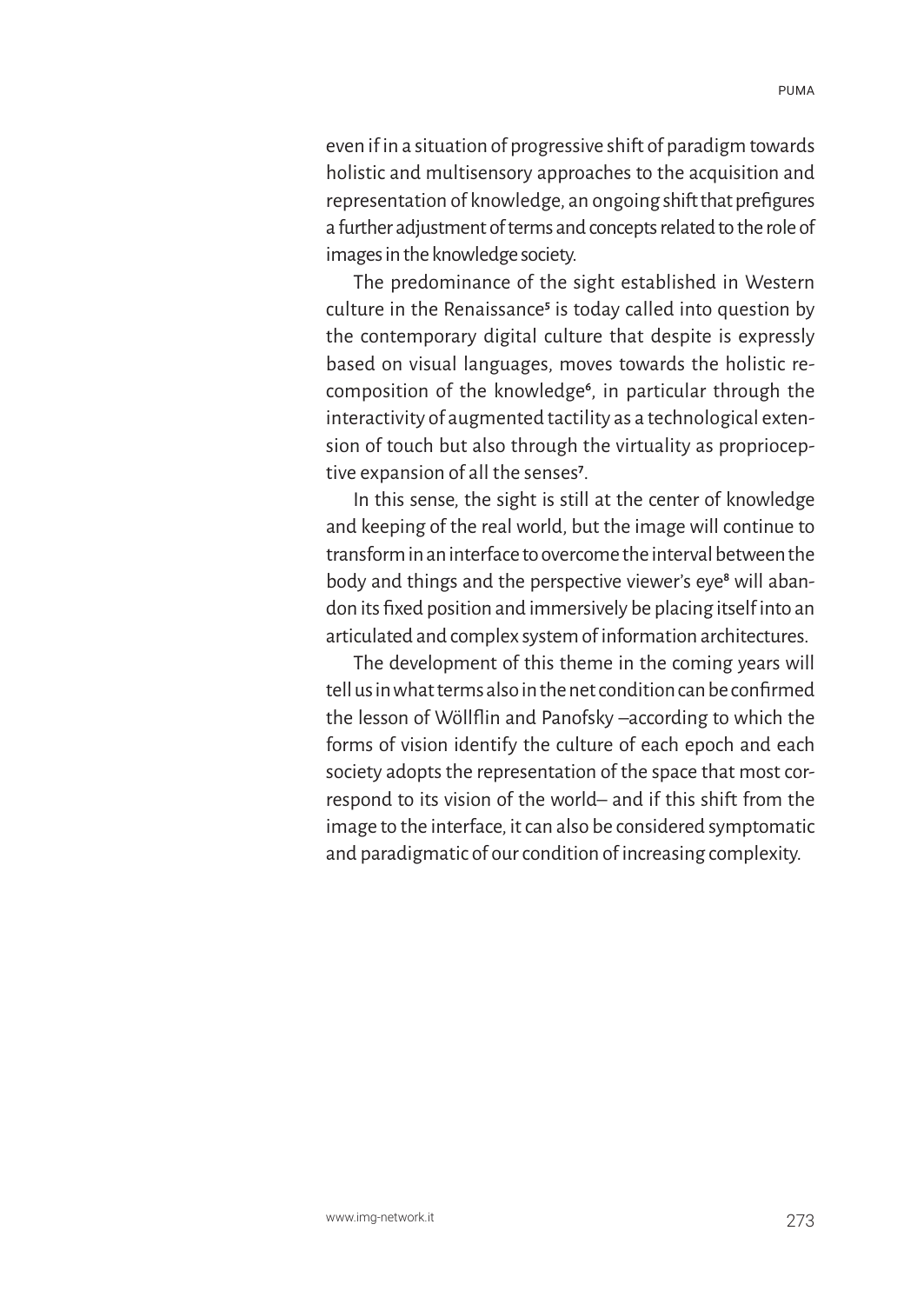even if in a situation of progressive shift of paradigm towards holistic and multisensory approaches to the acquisition and representation of knowledge, an ongoing shift that prefigures a further adjustment of terms and concepts related to the role of images in the knowledge society.

The predominance of the sight established in Western culture in the Renaissance[5] is today called into question by the contemporary digital culture that despite is expressly based on visual languages, moves towards the holistic re-composition of the knowledge[6], in particular through the interactivity of augmented tactility as a technological extension of touch but also through the virtuality as proprioceptive expansion of all the senses[7].

In this sense, the sight is still at the center of knowledge and keeping of the real world, but the image will continue to transform in an interface to overcome the interval between the body and things and the perspective viewer's eye[8] will abandon its fixed position and immersively be placing itself into an articulated and complex system of information architectures.

The development of this theme in the coming years will tell us in what terms also in the net condition can be confirmed the lesson of Wöllflin and Panofsky –according to which the forms of vision identify the culture of each epoch and each society adopts the representation of the space that most correspond to its vision of the world– and if this shift from the image to the interface, it can also be considered symptomatic and paradigmatic of our condition of increasing complexity.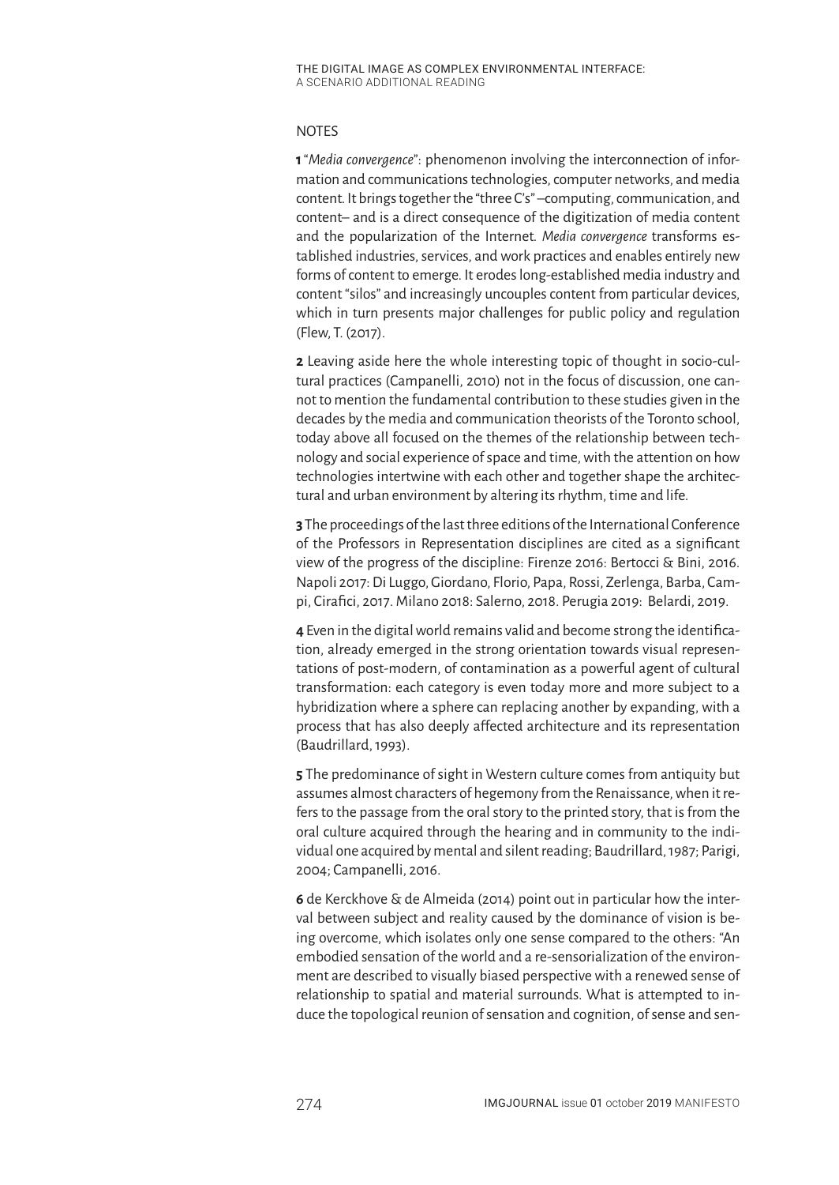## NOTES

**1** "*Media convergence*": phenomenon involving the interconnection of information and communications technologies, computer networks, and media content. It brings together the "three C's" –computing, communication, and content– and is a direct consequence of the digitization of media content and the popularization of the Internet. *Media convergence* transforms established industries, services, and work practices and enables entirely new forms of content to emerge. It erodes long-established media industry and content "silos" and increasingly uncouples content from particular devices, which in turn presents major challenges for public policy and regulation (Flew, T. (2017).

**2** Leaving aside here the whole interesting topic of thought in socio-cultural practices (Campanelli, 2010) not in the focus of discussion, one cannot to mention the fundamental contribution to these studies given in the decades by the media and communication theorists of the Toronto school, today above all focused on the themes of the relationship between technology and social experience of space and time, with the attention on how technologies intertwine with each other and together shape the architectural and urban environment by altering its rhythm, time and life.

**3** The proceedings of the last three editions of the International Conference of the Professors in Representation disciplines are cited as a significant view of the progress of the discipline: Firenze 2016: Bertocci & Bini, 2016. Napoli 2017: Di Luggo, Giordano, Florio, Papa, Rossi, Zerlenga, Barba, Campi, Cirafici, 2017. Milano 2018: Salerno, 2018. Perugia 2019: Belardi, 2019.

**4** Even in the digital world remains valid and become strong the identification, already emerged in the strong orientation towards visual representations of post-modern, of contamination as a powerful agent of cultural transformation: each category is even today more and more subject to a hybridization where a sphere can replacing another by expanding, with a process that has also deeply affected architecture and its representation (Baudrillard, 1993).

**5** The predominance of sight in Western culture comes from antiquity but assumes almost characters of hegemony from the Renaissance, when it refers to the passage from the oral story to the printed story, that is from the oral culture acquired through the hearing and in community to the individual one acquired by mental and silent reading; Baudrillard, 1987; Parigi, 2004; Campanelli, 2016.

**6** de Kerckhove & de Almeida (2014) point out in particular how the interval between subject and reality caused by the dominance of vision is being overcome, which isolates only one sense compared to the others: "An embodied sensation of the world and a re-sensorialization of the environment are described to visually biased perspective with a renewed sense of relationship to spatial and material surrounds. What is attempted to induce the topological reunion of sensation and cognition, of sense and sen-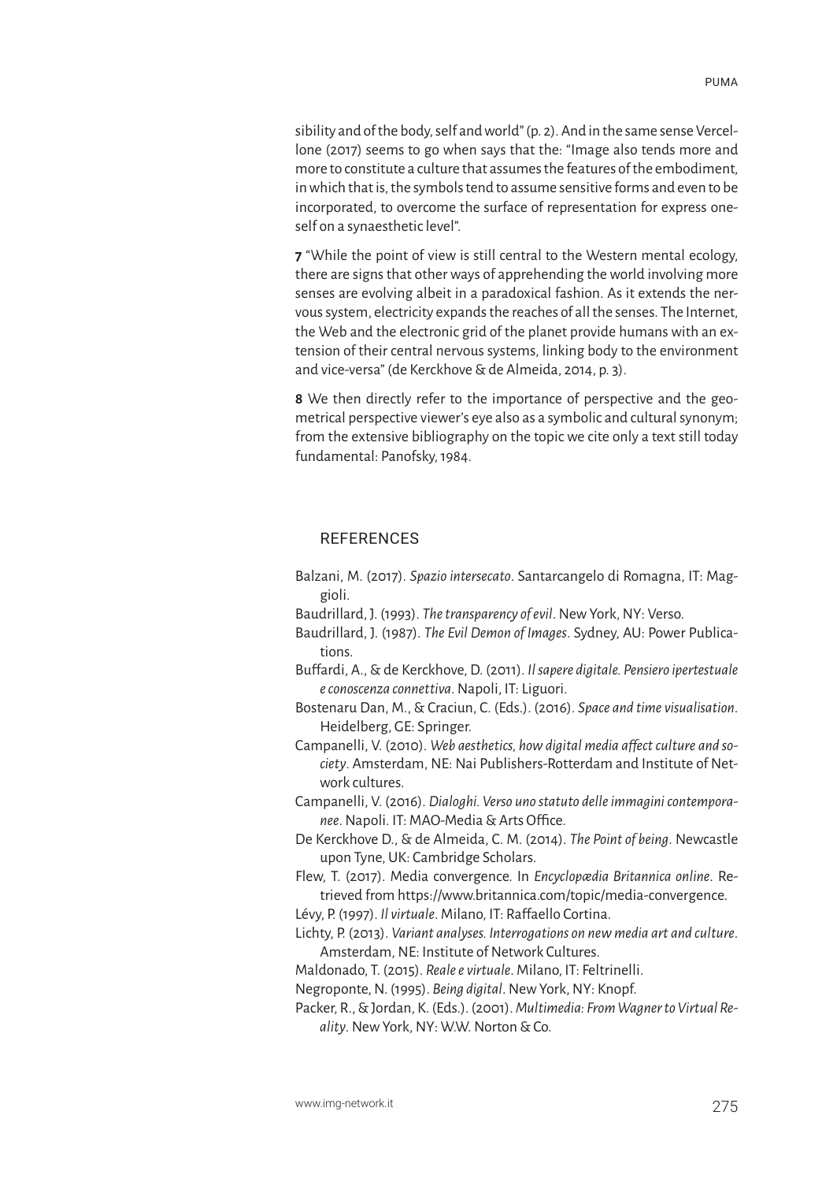sibility and of the body, self and world" (p. 2). And in the same sense Vercellone (2017) seems to go when says that the: "Image also tends more and more to constitute a culture that assumes the features of the embodiment, in which that is, the symbols tend to assume sensitive forms and even to be incorporated, to overcome the surface of representation for express oneself on a synaesthetic level".

**7** "While the point of view is still central to the Western mental ecology, there are signs that other ways of apprehending the world involving more senses are evolving albeit in a paradoxical fashion. As it extends the nervous system, electricity expands the reaches of all the senses. The Internet, the Web and the electronic grid of the planet provide humans with an extension of their central nervous systems, linking body to the environment and vice-versa" (de Kerckhove & de Almeida, 2014, p. 3).

**8** We then directly refer to the importance of perspective and the geometrical perspective viewer's eye also as a symbolic and cultural synonym; from the extensive bibliography on the topic we cite only a text still today fundamental: Panofsky, 1984.

## REFERENCES

Balzani, M. (2017). *Spazio intersecato*. Santarcangelo di Romagna, IT: Maggioli.

Baudrillard, J. (1993). *The transparency of evil*. New York, NY: Verso.

Baudrillard, J. (1987). *The Evil Demon of Images*. Sydney, AU: Power Publications.

Buffardi, A., & de Kerckhove, D. (2011). *Il sapere digitale. Pensiero ipertestuale e conoscenza connettiva*. Napoli, IT: Liguori.

Bostenaru Dan, M., & Craciun, C. (Eds.). (2016). *Space and time visualisation*. Heidelberg, GE: Springer.

Campanelli, V. (2010). *Web aesthetics, how digital media affect culture and society*. Amsterdam, NE: Nai Publishers-Rotterdam and Institute of Network cultures.

Campanelli, V. (2016). *Dialoghi. Verso uno statuto delle immagini contemporanee*. Napoli. IT: MAO-Media & Arts Office.

De Kerckhove D., & de Almeida, C. M. (2014). *The Point of being*. Newcastle upon Tyne, UK: Cambridge Scholars.

Flew, T. (2017). Media convergence. In *Encyclopædia Britannica online*. Retrieved from https://www.britannica.com/topic/media-convergence.

Lévy, P. (1997). *Il virtuale*. Milano, IT: Raffaello Cortina.

Lichty, P. (2013). *Variant analyses. Interrogations on new media art and culture*. Amsterdam, NE: Institute of Network Cultures.

Maldonado, T. (2015). *Reale e virtuale*. Milano, IT: Feltrinelli.

Negroponte, N. (1995). *Being digital*. New York, NY: Knopf.

Packer, R., & Jordan, K. (Eds.). (2001). *Multimedia: From Wagner to Virtual Reality*. New York, NY: W.W. Norton & Co.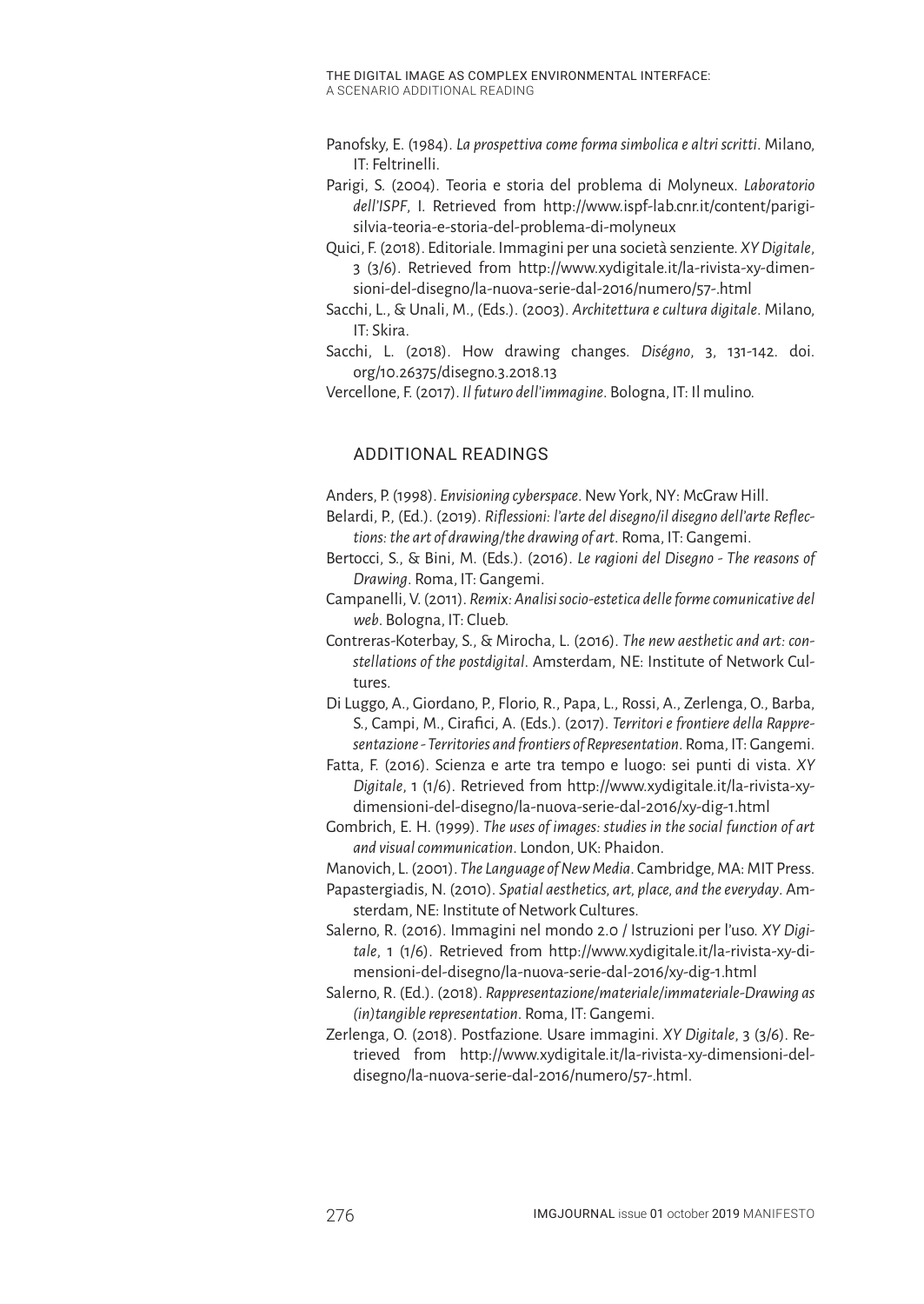Panofsky, E. (1984). *La prospettiva come forma simbolica e altri scritti*. Milano, IT: Feltrinelli.

Parigi, S. (2004). Teoria e storia del problema di Molyneux. *Laboratorio dell'ISPF*, I. Retrieved from http://www.ispf-lab.cnr.it/content/parigi-silvia-teoria-e-storia-del-problema-di-molyneux

Quici, F. (2018). Editoriale. Immagini per una società senziente. *XY Digitale*, 3 (3/6). Retrieved from http://www.xydigitale.it/la-rivista-xy-dimensioni-del-disegno/la-nuova-serie-dal-2016/numero/57-.html

Sacchi, L., & Unali, M., (Eds.). (2003). *Architettura e cultura digitale*. Milano, IT: Skira.

Sacchi, L. (2018). How drawing changes. *Diségno*, 3, 131-142. doi.org/10.26375/disegno.3.2018.13

Vercellone, F. (2017). *Il futuro dell'immagine*. Bologna, IT: Il mulino.

## ADDITIONAL READINGS

Anders, P. (1998). *Envisioning cyberspace*. New York, NY: McGraw Hill.

Belardi, P., (Ed.). (2019). *Riflessioni: l'arte del disegno/il disegno dell'arte Reflections: the art of drawing/the drawing of art*. Roma, IT: Gangemi.

Bertocci, S., & Bini, M. (Eds.). (2016). *Le ragioni del Disegno - The reasons of Drawing*. Roma, IT: Gangemi.

Campanelli, V. (2011). *Remix: Analisi socio-estetica delle forme comunicative del web*. Bologna, IT: Clueb.

Contreras-Koterbay, S., & Mirocha, L. (2016). *The new aesthetic and art: constellations of the postdigital*. Amsterdam, NE: Institute of Network Cultures.

Di Luggo, A., Giordano, P., Florio, R., Papa, L., Rossi, A., Zerlenga, O., Barba, S., Campi, M., Cirafici, A. (Eds.). (2017). *Territori e frontiere della Rappresentazione - Territories and frontiers of Representation*. Roma, IT: Gangemi.

Fatta, F. (2016). Scienza e arte tra tempo e luogo: sei punti di vista. *XY Digitale*, 1 (1/6). Retrieved from http://www.xydigitale.it/la-rivista-xy-dimensioni-del-disegno/la-nuova-serie-dal-2016/xy-dig-1.html

Gombrich, E. H. (1999). *The uses of images: studies in the social function of art and visual communication*. London, UK: Phaidon.

Manovich, L. (2001). *The Language of New Media*. Cambridge, MA: MIT Press.

Papastergiadis, N. (2010). *Spatial aesthetics, art, place, and the everyday*. Amsterdam, NE: Institute of Network Cultures.

Salerno, R. (2016). Immagini nel mondo 2.0 / Istruzioni per l'uso. *XY Digitale*, 1 (1/6). Retrieved from http://www.xydigitale.it/la-rivista-xy-dimensioni-del-disegno/la-nuova-serie-dal-2016/xy-dig-1.html

Salerno, R. (Ed.). (2018). *Rappresentazione/materiale/immateriale-Drawing as (in)tangible representation*. Roma, IT: Gangemi.

Zerlenga, O. (2018). Postfazione. Usare immagini. *XY Digitale*, 3 (3/6). Retrieved from http://www.xydigitale.it/la-rivista-xy-dimensioni-del-disegno/la-nuova-serie-dal-2016/numero/57-.html.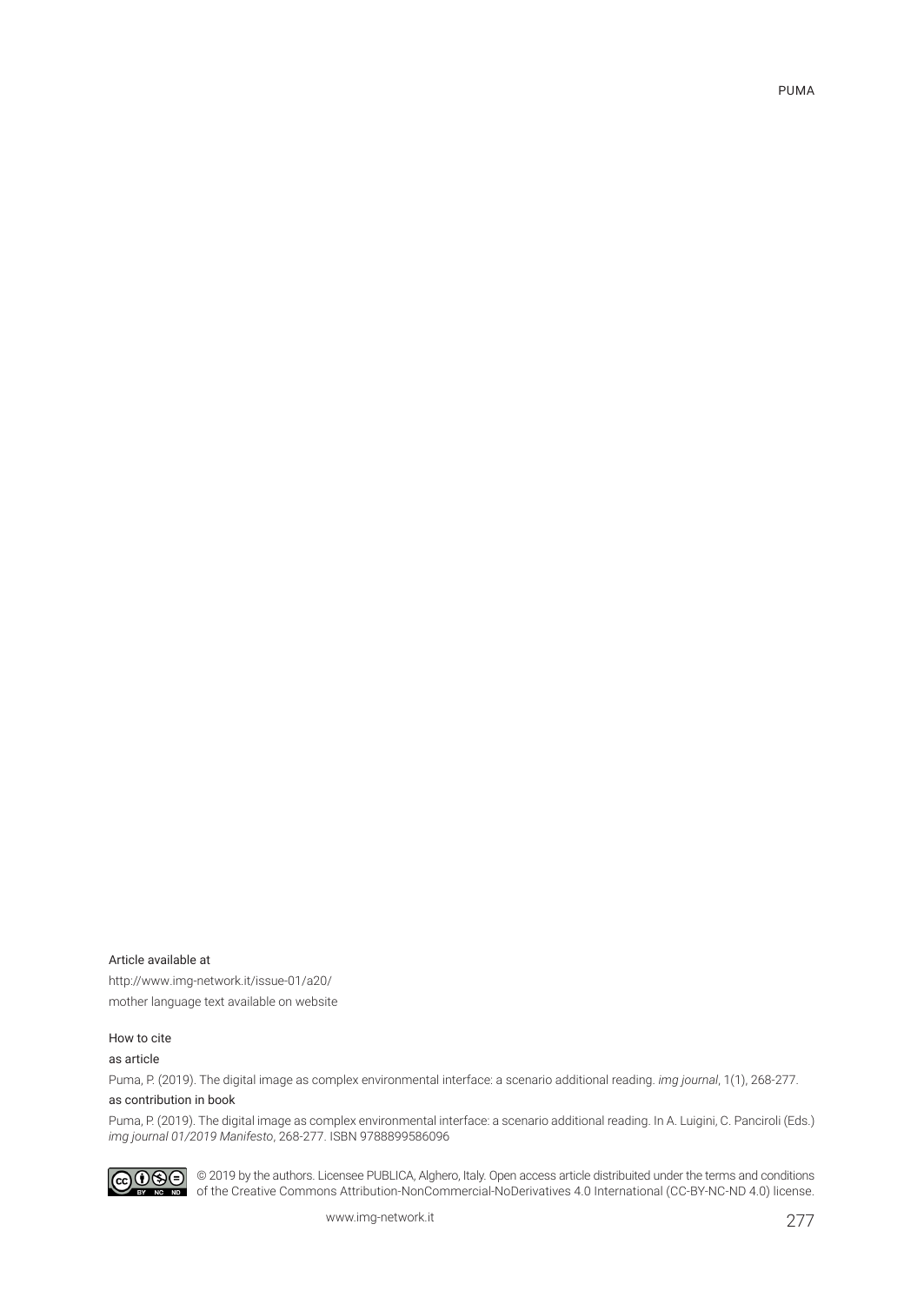Article available at

http://www.img-network.it/issue-01/a20/
mother language text available on website

How to cite

as article

Puma, P. (2019). The digital image as complex environmental interface: a scenario additional reading. *img journal*, 1(1), 268-277.

as contribution in book

Puma, P. (2019). The digital image as complex environmental interface: a scenario additional reading. In A. Luigini, C. Panciroli (Eds.) *img journal 01/2019 Manifesto*, 268-277. ISBN 9788899586096

© 2019 by the authors. Licensee PUBLICA, Alghero, Italy. Open access article distribuited under the terms and conditions of the Creative Commons Attribution-NonCommercial-NoDerivatives 4.0 International (CC-BY-NC-ND 4.0) license.

www.img-network.it